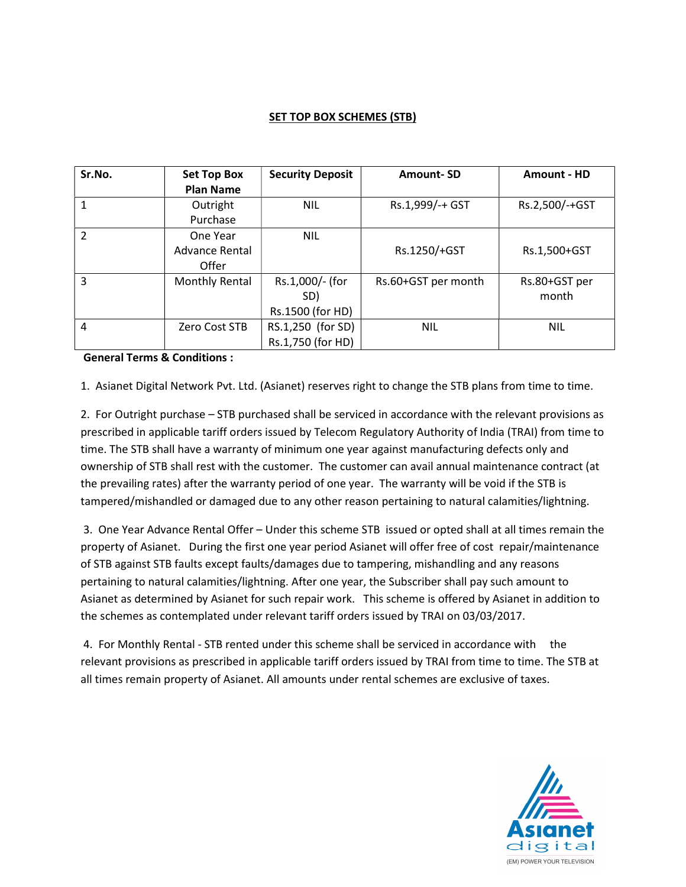## SET TOP BOX SCHEMES (STB)

| Sr.No. | Set Top Box Plan Name | Security Deposit | Amount- SD | Amount - HD |
|---|---|---|---|---|
| 1 | Outright Purchase | NIL | Rs.1,999/-+ GST | Rs.2,500/-+GST |
| 2 | One Year Advance Rental Offer | NIL | Rs.1250/+GST | Rs.1,500+GST |
| 3 | Monthly Rental | Rs.1,000/- (for SD) Rs.1500 (for HD) | Rs.60+GST per month | Rs.80+GST per month |
| 4 | Zero Cost STB | RS.1,250 (for SD) Rs.1,750 (for HD) | NIL | NIL |

**General Terms & Conditions :**

1. Asianet Digital Network Pvt. Ltd. (Asianet) reserves right to change the STB plans from time to time.

2. For Outright purchase – STB purchased shall be serviced in accordance with the relevant provisions as prescribed in applicable tariff orders issued by Telecom Regulatory Authority of India (TRAI) from time to time. The STB shall have a warranty of minimum one year against manufacturing defects only and ownership of STB shall rest with the customer. The customer can avail annual maintenance contract (at the prevailing rates) after the warranty period of one year. The warranty will be void if the STB is tampered/mishandled or damaged due to any other reason pertaining to natural calamities/lightning.

3. One Year Advance Rental Offer – Under this scheme STB issued or opted shall at all times remain the property of Asianet. During the first one year period Asianet will offer free of cost repair/maintenance of STB against STB faults except faults/damages due to tampering, mishandling and any reasons pertaining to natural calamities/lightning. After one year, the Subscriber shall pay such amount to Asianet as determined by Asianet for such repair work. This scheme is offered by Asianet in addition to the schemes as contemplated under relevant tariff orders issued by TRAI on 03/03/2017.

4. For Monthly Rental - STB rented under this scheme shall be serviced in accordance with the relevant provisions as prescribed in applicable tariff orders issued by TRAI from time to time. The STB at all times remain property of Asianet. All amounts under rental schemes are exclusive of taxes.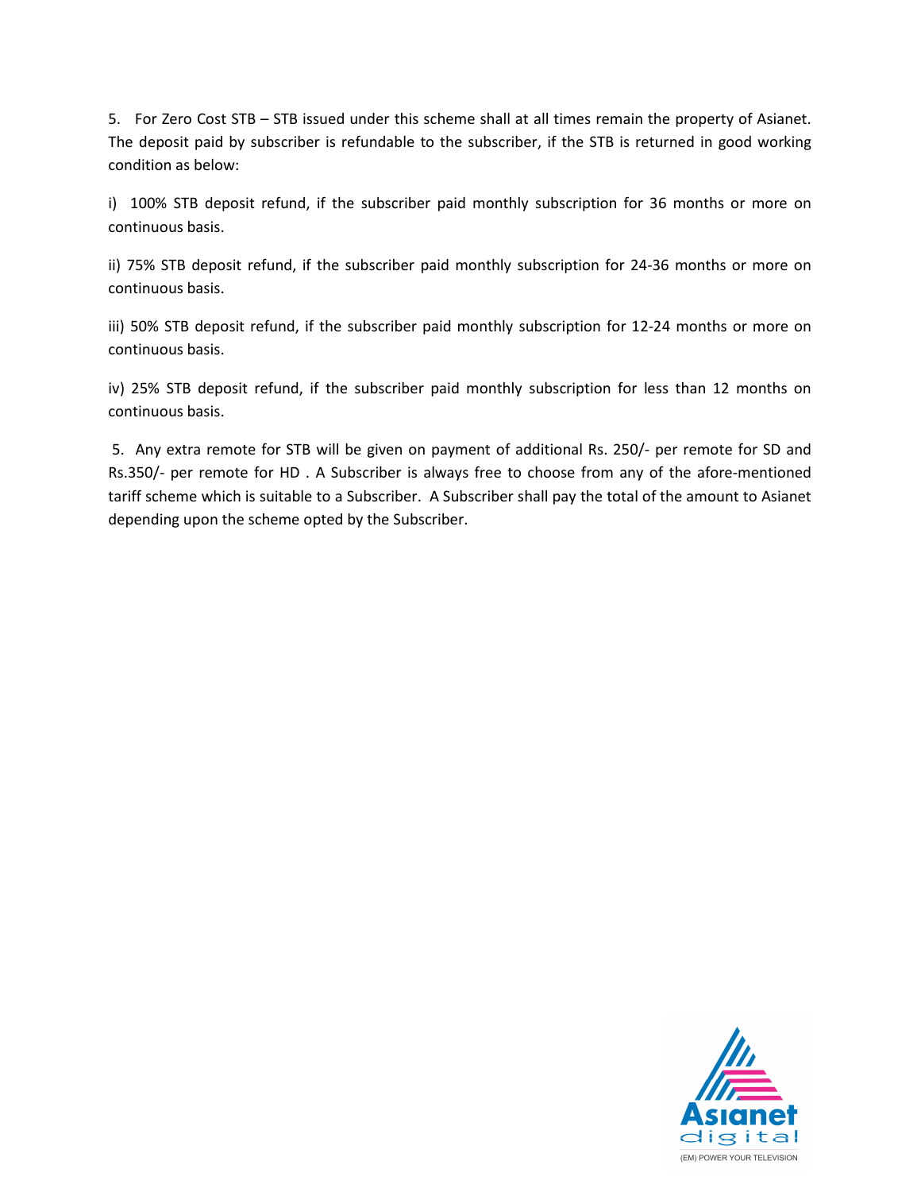5. For Zero Cost STB – STB issued under this scheme shall at all times remain the property of Asianet. The deposit paid by subscriber is refundable to the subscriber, if the STB is returned in good working condition as below:

i) 100% STB deposit refund, if the subscriber paid monthly subscription for 36 months or more on continuous basis.

ii) 75% STB deposit refund, if the subscriber paid monthly subscription for 24-36 months or more on continuous basis.

iii) 50% STB deposit refund, if the subscriber paid monthly subscription for 12-24 months or more on continuous basis.

iv) 25% STB deposit refund, if the subscriber paid monthly subscription for less than 12 months on continuous basis.

5. Any extra remote for STB will be given on payment of additional Rs. 250/- per remote for SD and Rs.350/- per remote for HD . A Subscriber is always free to choose from any of the afore-mentioned tariff scheme which is suitable to a Subscriber. A Subscriber shall pay the total of the amount to Asianet depending upon the scheme opted by the Subscriber.

Asianet digital
(EM) POWER YOUR TELEVISION